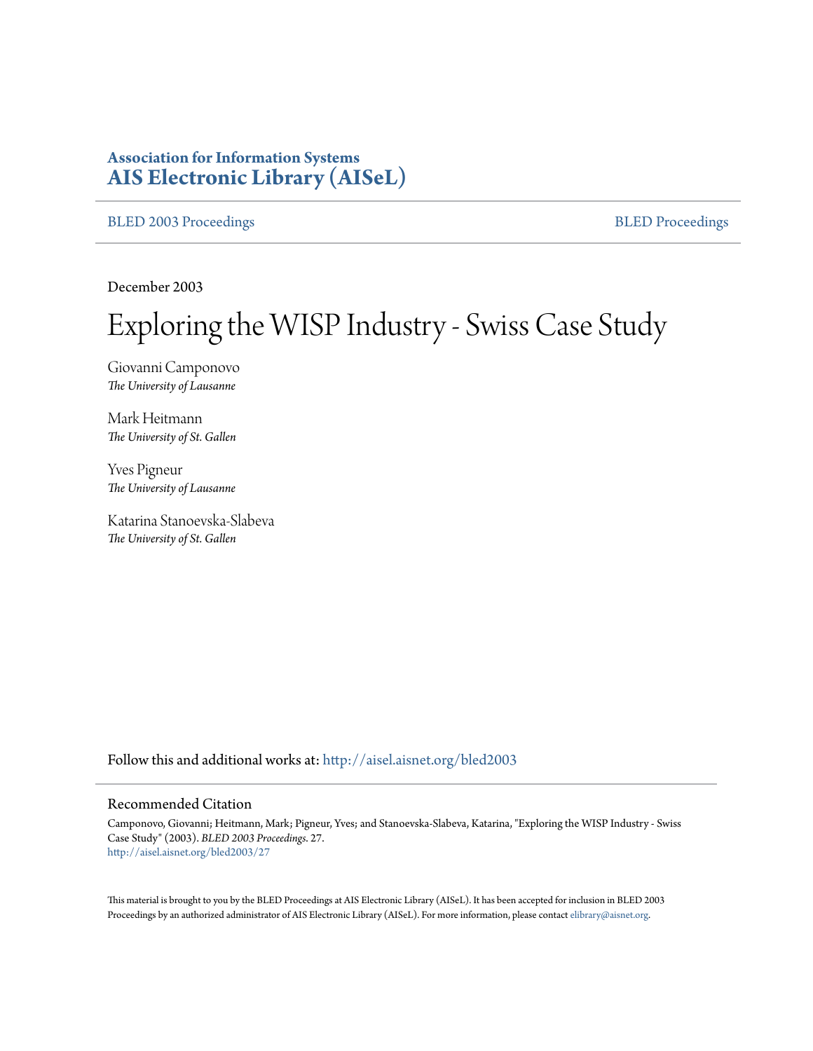**Association for Information Systems**
**AIS Electronic Library (AISeL)**

BLED 2003 Proceedings | BLED Proceedings

December 2003

# Exploring the WISP Industry - Swiss Case Study

Giovanni Camponovo
*The University of Lausanne*

Mark Heitmann
*The University of St. Gallen*

Yves Pigneur
*The University of Lausanne*

Katarina Stanoevska-Slabeva
*The University of St. Gallen*

Follow this and additional works at: http://aisel.aisnet.org/bled2003

## Recommended Citation

Camponovo, Giovanni; Heitmann, Mark; Pigneur, Yves; and Stanoevska-Slabeva, Katarina, "Exploring the WISP Industry - Swiss Case Study" (2003). *BLED 2003 Proceedings*. 27.
http://aisel.aisnet.org/bled2003/27

This material is brought to you by the BLED Proceedings at AIS Electronic Library (AISeL). It has been accepted for inclusion in BLED 2003 Proceedings by an authorized administrator of AIS Electronic Library (AISeL). For more information, please contact elibrary@aisnet.org.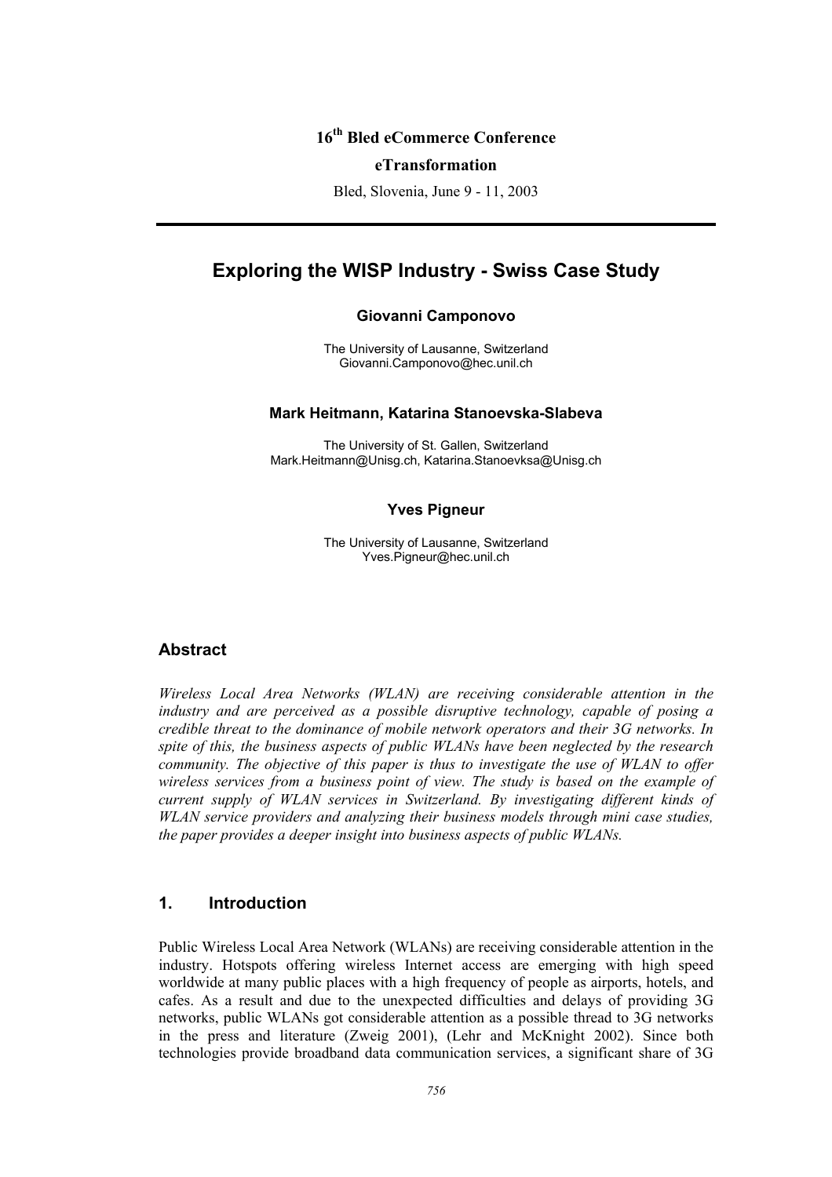16th Bled eCommerce Conference

**eTransformation**

Bled, Slovenia, June 9 - 11, 2003

# Exploring the WISP Industry - Swiss Case Study

**Giovanni Camponovo**

The University of Lausanne, Switzerland
Giovanni.Camponovo@hec.unil.ch

**Mark Heitmann, Katarina Stanoevska-Slabeva**

The University of St. Gallen, Switzerland
Mark.Heitmann@Unisg.ch, Katarina.Stanoevksa@Unisg.ch

**Yves Pigneur**

The University of Lausanne, Switzerland
Yves.Pigneur@hec.unil.ch

## Abstract

*Wireless Local Area Networks (WLAN) are receiving considerable attention in the industry and are perceived as a possible disruptive technology, capable of posing a credible threat to the dominance of mobile network operators and their 3G networks. In spite of this, the business aspects of public WLANs have been neglected by the research community. The objective of this paper is thus to investigate the use of WLAN to offer wireless services from a business point of view. The study is based on the example of current supply of WLAN services in Switzerland. By investigating different kinds of WLAN service providers and analyzing their business models through mini case studies, the paper provides a deeper insight into business aspects of public WLANs.*

## 1. Introduction

Public Wireless Local Area Network (WLANs) are receiving considerable attention in the industry. Hotspots offering wireless Internet access are emerging with high speed worldwide at many public places with a high frequency of people as airports, hotels, and cafes. As a result and due to the unexpected difficulties and delays of providing 3G networks, public WLANs got considerable attention as a possible thread to 3G networks in the press and literature (Zweig 2001), (Lehr and McKnight 2002). Since both technologies provide broadband data communication services, a significant share of 3G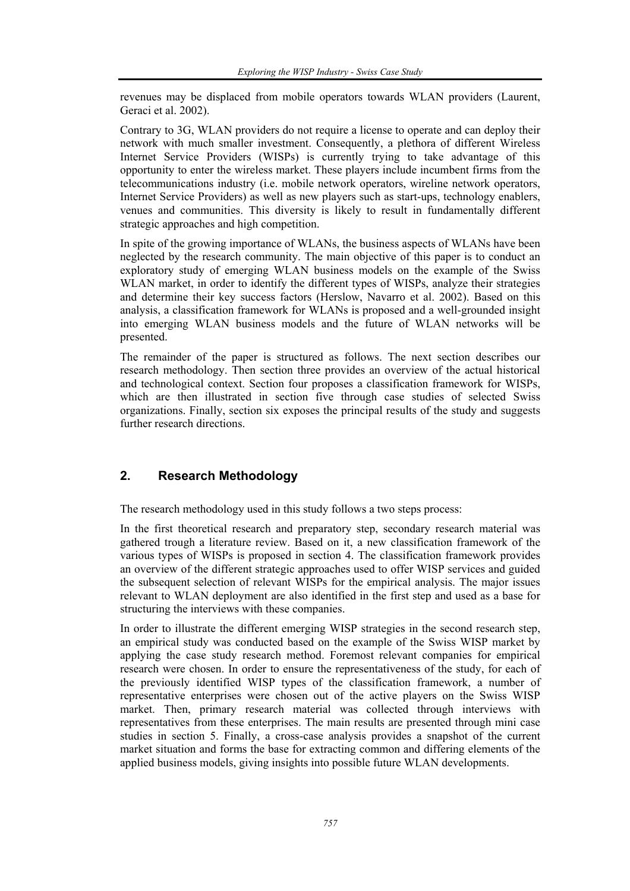revenues may be displaced from mobile operators towards WLAN providers (Laurent, Geraci et al. 2002).

Contrary to 3G, WLAN providers do not require a license to operate and can deploy their network with much smaller investment. Consequently, a plethora of different Wireless Internet Service Providers (WISPs) is currently trying to take advantage of this opportunity to enter the wireless market. These players include incumbent firms from the telecommunications industry (i.e. mobile network operators, wireline network operators, Internet Service Providers) as well as new players such as start-ups, technology enablers, venues and communities. This diversity is likely to result in fundamentally different strategic approaches and high competition.

In spite of the growing importance of WLANs, the business aspects of WLANs have been neglected by the research community. The main objective of this paper is to conduct an exploratory study of emerging WLAN business models on the example of the Swiss WLAN market, in order to identify the different types of WISPs, analyze their strategies and determine their key success factors (Herslow, Navarro et al. 2002). Based on this analysis, a classification framework for WLANs is proposed and a well-grounded insight into emerging WLAN business models and the future of WLAN networks will be presented.

The remainder of the paper is structured as follows. The next section describes our research methodology. Then section three provides an overview of the actual historical and technological context. Section four proposes a classification framework for WISPs, which are then illustrated in section five through case studies of selected Swiss organizations. Finally, section six exposes the principal results of the study and suggests further research directions.

## 2. Research Methodology

The research methodology used in this study follows a two steps process:

In the first theoretical research and preparatory step, secondary research material was gathered trough a literature review. Based on it, a new classification framework of the various types of WISPs is proposed in section 4. The classification framework provides an overview of the different strategic approaches used to offer WISP services and guided the subsequent selection of relevant WISPs for the empirical analysis. The major issues relevant to WLAN deployment are also identified in the first step and used as a base for structuring the interviews with these companies.

In order to illustrate the different emerging WISP strategies in the second research step, an empirical study was conducted based on the example of the Swiss WISP market by applying the case study research method. Foremost relevant companies for empirical research were chosen. In order to ensure the representativeness of the study, for each of the previously identified WISP types of the classification framework, a number of representative enterprises were chosen out of the active players on the Swiss WISP market. Then, primary research material was collected through interviews with representatives from these enterprises. The main results are presented through mini case studies in section 5. Finally, a cross-case analysis provides a snapshot of the current market situation and forms the base for extracting common and differing elements of the applied business models, giving insights into possible future WLAN developments.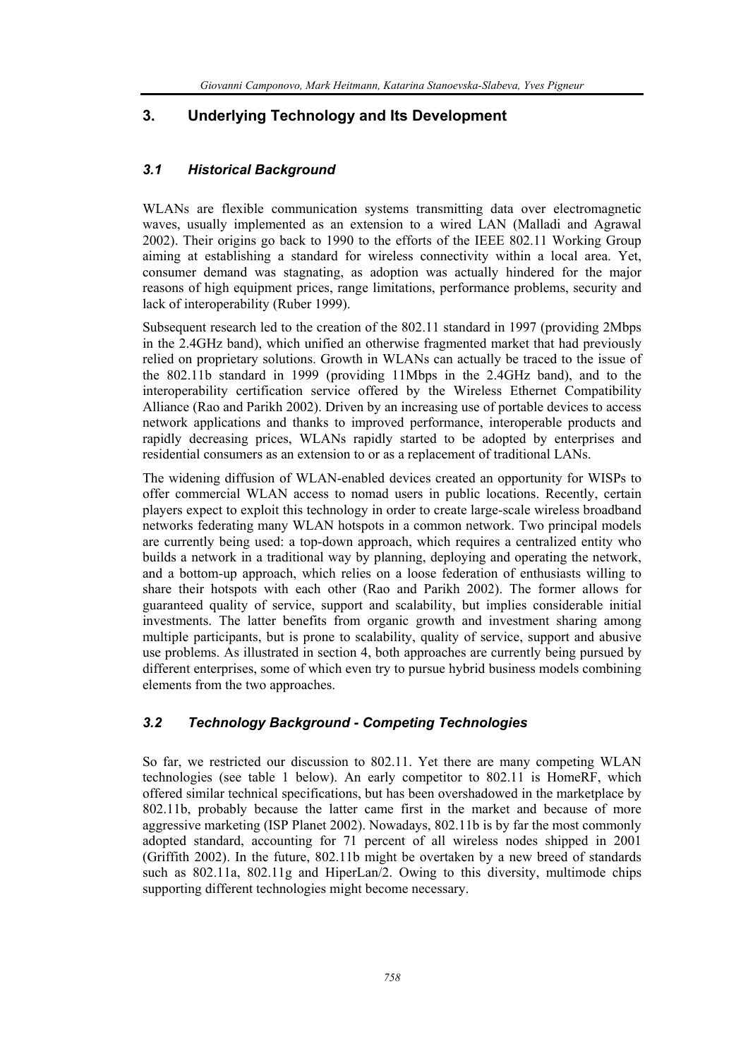## 3. Underlying Technology and Its Development

### *3.1 Historical Background*

WLANs are flexible communication systems transmitting data over electromagnetic waves, usually implemented as an extension to a wired LAN (Malladi and Agrawal 2002). Their origins go back to 1990 to the efforts of the IEEE 802.11 Working Group aiming at establishing a standard for wireless connectivity within a local area. Yet, consumer demand was stagnating, as adoption was actually hindered for the major reasons of high equipment prices, range limitations, performance problems, security and lack of interoperability (Ruber 1999).

Subsequent research led to the creation of the 802.11 standard in 1997 (providing 2Mbps in the 2.4GHz band), which unified an otherwise fragmented market that had previously relied on proprietary solutions. Growth in WLANs can actually be traced to the issue of the 802.11b standard in 1999 (providing 11Mbps in the 2.4GHz band), and to the interoperability certification service offered by the Wireless Ethernet Compatibility Alliance (Rao and Parikh 2002). Driven by an increasing use of portable devices to access network applications and thanks to improved performance, interoperable products and rapidly decreasing prices, WLANs rapidly started to be adopted by enterprises and residential consumers as an extension to or as a replacement of traditional LANs.

The widening diffusion of WLAN-enabled devices created an opportunity for WISPs to offer commercial WLAN access to nomad users in public locations. Recently, certain players expect to exploit this technology in order to create large-scale wireless broadband networks federating many WLAN hotspots in a common network. Two principal models are currently being used: a top-down approach, which requires a centralized entity who builds a network in a traditional way by planning, deploying and operating the network, and a bottom-up approach, which relies on a loose federation of enthusiasts willing to share their hotspots with each other (Rao and Parikh 2002). The former allows for guaranteed quality of service, support and scalability, but implies considerable initial investments. The latter benefits from organic growth and investment sharing among multiple participants, but is prone to scalability, quality of service, support and abusive use problems. As illustrated in section 4, both approaches are currently being pursued by different enterprises, some of which even try to pursue hybrid business models combining elements from the two approaches.

### *3.2 Technology Background - Competing Technologies*

So far, we restricted our discussion to 802.11. Yet there are many competing WLAN technologies (see table 1 below). An early competitor to 802.11 is HomeRF, which offered similar technical specifications, but has been overshadowed in the marketplace by 802.11b, probably because the latter came first in the market and because of more aggressive marketing (ISP Planet 2002). Nowadays, 802.11b is by far the most commonly adopted standard, accounting for 71 percent of all wireless nodes shipped in 2001 (Griffith 2002). In the future, 802.11b might be overtaken by a new breed of standards such as 802.11a, 802.11g and HiperLan/2. Owing to this diversity, multimode chips supporting different technologies might become necessary.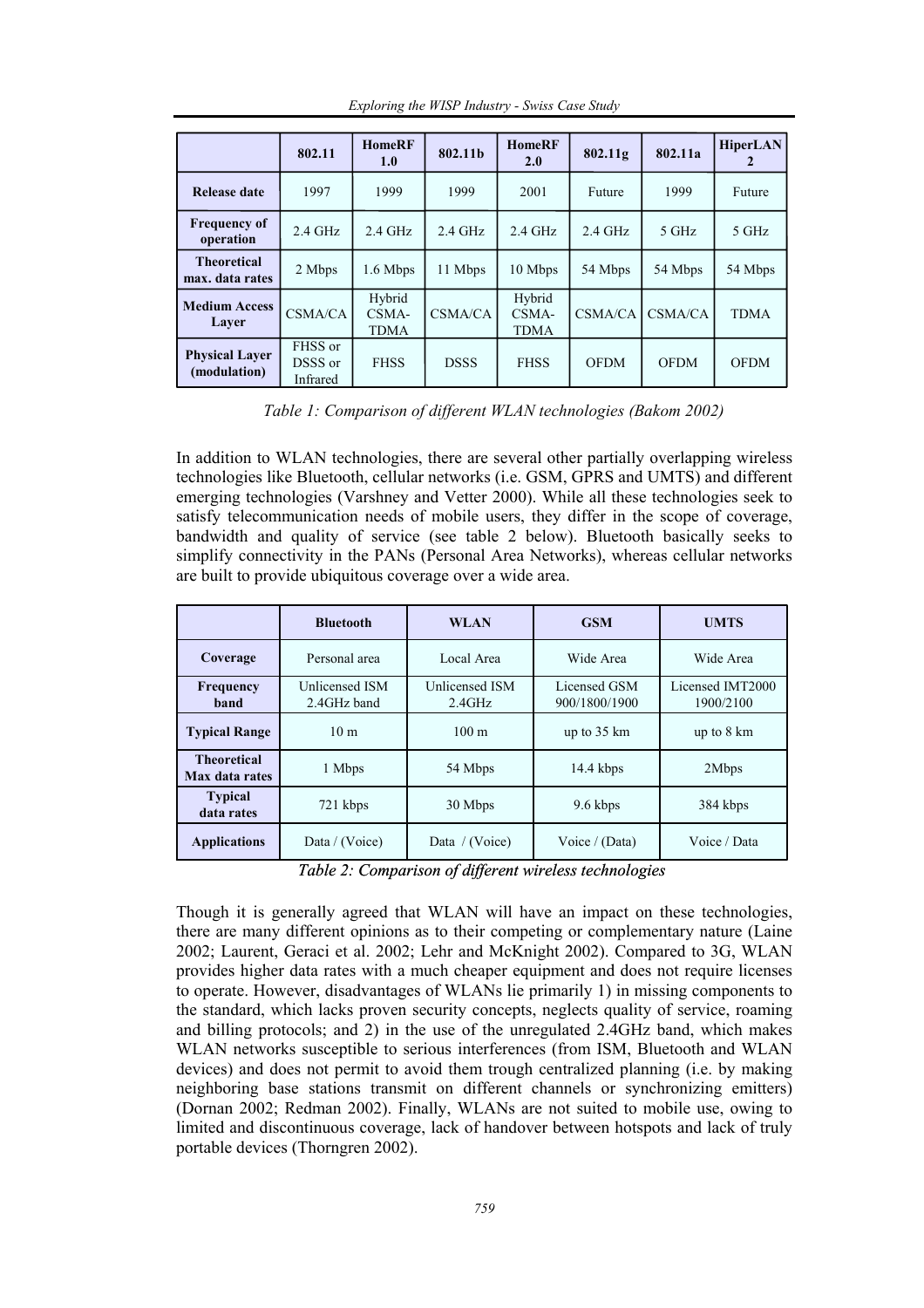| | 802.11 | HomeRF 1.0 | 802.11b | HomeRF 2.0 | 802.11g | 802.11a | HiperLAN 2 |
|---|---|---|---|---|---|---|---|
| **Release date** | 1997 | 1999 | 1999 | 2001 | Future | 1999 | Future |
| **Frequency of operation** | 2.4 GHz | 2.4 GHz | 2.4 GHz | 2.4 GHz | 2.4 GHz | 5 GHz | 5 GHz |
| **Theoretical max. data rates** | 2 Mbps | 1.6 Mbps | 11 Mbps | 10 Mbps | 54 Mbps | 54 Mbps | 54 Mbps |
| **Medium Access Layer** | CSMA/CA | Hybrid CSMA-TDMA | CSMA/CA | Hybrid CSMA-TDMA | CSMA/CA | CSMA/CA | TDMA |
| **Physical Layer (modulation)** | FHSS or DSSS or Infrared | FHSS | DSSS | FHSS | OFDM | OFDM | OFDM |

*Table 1: Comparison of different WLAN technologies (Bakom 2002)*

In addition to WLAN technologies, there are several other partially overlapping wireless technologies like Bluetooth, cellular networks (i.e. GSM, GPRS and UMTS) and different emerging technologies (Varshney and Vetter 2000). While all these technologies seek to satisfy telecommunication needs of mobile users, they differ in the scope of coverage, bandwidth and quality of service (see table 2 below). Bluetooth basically seeks to simplify connectivity in the PANs (Personal Area Networks), whereas cellular networks are built to provide ubiquitous coverage over a wide area.

| | Bluetooth | WLAN | GSM | UMTS |
|---|---|---|---|---|
| **Coverage** | Personal area | Local Area | Wide Area | Wide Area |
| **Frequency band** | Unlicensed ISM 2.4GHz band | Unlicensed ISM 2.4GHz | Licensed GSM 900/1800/1900 | Licensed IMT2000 1900/2100 |
| **Typical Range** | 10 m | 100 m | up to 35 km | up to 8 km |
| **Theoretical Max data rates** | 1 Mbps | 54 Mbps | 14.4 kbps | 2Mbps |
| **Typical data rates** | 721 kbps | 30 Mbps | 9.6 kbps | 384 kbps |
| **Applications** | Data / (Voice) | Data / (Voice) | Voice / (Data) | Voice / Data |

*Table 2: Comparison of different wireless technologies*

Though it is generally agreed that WLAN will have an impact on these technologies, there are many different opinions as to their competing or complementary nature (Laine 2002; Laurent, Geraci et al. 2002; Lehr and McKnight 2002). Compared to 3G, WLAN provides higher data rates with a much cheaper equipment and does not require licenses to operate. However, disadvantages of WLANs lie primarily 1) in missing components to the standard, which lacks proven security concepts, neglects quality of service, roaming and billing protocols; and 2) in the use of the unregulated 2.4GHz band, which makes WLAN networks susceptible to serious interferences (from ISM, Bluetooth and WLAN devices) and does not permit to avoid them trough centralized planning (i.e. by making neighboring base stations transmit on different channels or synchronizing emitters) (Dornan 2002; Redman 2002). Finally, WLANs are not suited to mobile use, owing to limited and discontinuous coverage, lack of handover between hotspots and lack of truly portable devices (Thorngren 2002).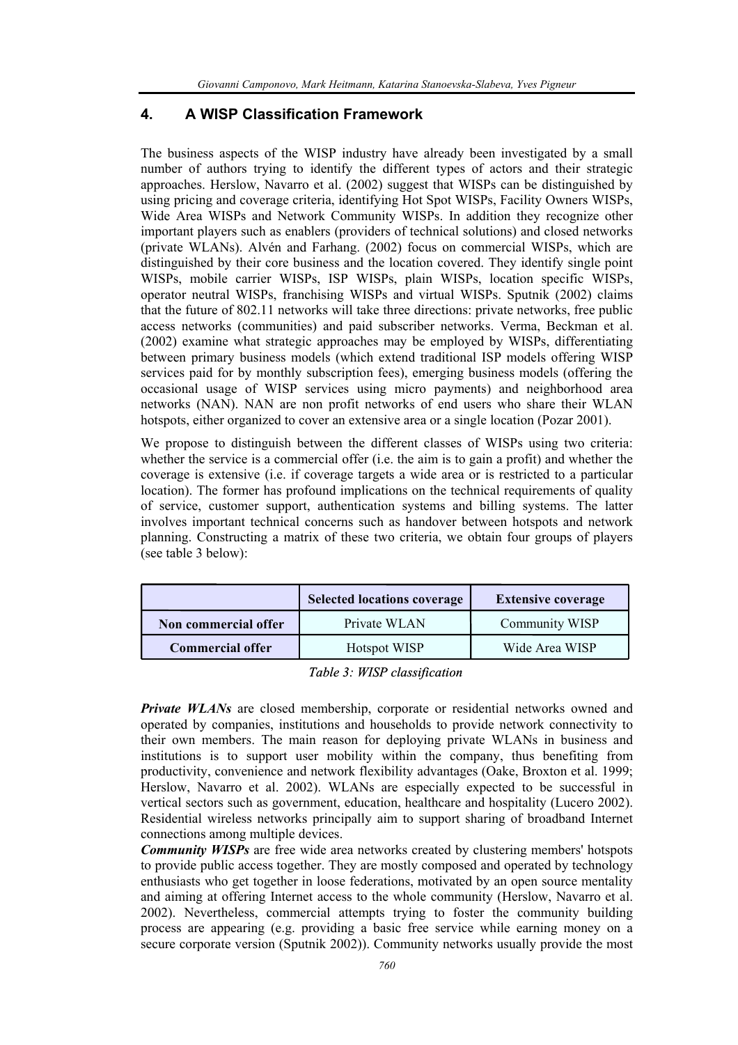## 4. A WISP Classification Framework

The business aspects of the WISP industry have already been investigated by a small number of authors trying to identify the different types of actors and their strategic approaches. Herslow, Navarro et al. (2002) suggest that WISPs can be distinguished by using pricing and coverage criteria, identifying Hot Spot WISPs, Facility Owners WISPs, Wide Area WISPs and Network Community WISPs. In addition they recognize other important players such as enablers (providers of technical solutions) and closed networks (private WLANs). Alvén and Farhang. (2002) focus on commercial WISPs, which are distinguished by their core business and the location covered. They identify single point WISPs, mobile carrier WISPs, ISP WISPs, plain WISPs, location specific WISPs, operator neutral WISPs, franchising WISPs and virtual WISPs. Sputnik (2002) claims that the future of 802.11 networks will take three directions: private networks, free public access networks (communities) and paid subscriber networks. Verma, Beckman et al. (2002) examine what strategic approaches may be employed by WISPs, differentiating between primary business models (which extend traditional ISP models offering WISP services paid for by monthly subscription fees), emerging business models (offering the occasional usage of WISP services using micro payments) and neighborhood area networks (NAN). NAN are non profit networks of end users who share their WLAN hotspots, either organized to cover an extensive area or a single location (Pozar 2001).

We propose to distinguish between the different classes of WISPs using two criteria: whether the service is a commercial offer (i.e. the aim is to gain a profit) and whether the coverage is extensive (i.e. if coverage targets a wide area or is restricted to a particular location). The former has profound implications on the technical requirements of quality of service, customer support, authentication systems and billing systems. The latter involves important technical concerns such as handover between hotspots and network planning. Constructing a matrix of these two criteria, we obtain four groups of players (see table 3 below):

| | Selected locations coverage | Extensive coverage |
|---|---|---|
| **Non commercial offer** | Private WLAN | Community WISP |
| **Commercial offer** | Hotspot WISP | Wide Area WISP |

*Table 3: WISP classification*

***Private WLANs*** are closed membership, corporate or residential networks owned and operated by companies, institutions and households to provide network connectivity to their own members. The main reason for deploying private WLANs in business and institutions is to support user mobility within the company, thus benefiting from productivity, convenience and network flexibility advantages (Oake, Broxton et al. 1999; Herslow, Navarro et al. 2002). WLANs are especially expected to be successful in vertical sectors such as government, education, healthcare and hospitality (Lucero 2002). Residential wireless networks principally aim to support sharing of broadband Internet connections among multiple devices.

***Community WISPs*** are free wide area networks created by clustering members' hotspots to provide public access together. They are mostly composed and operated by technology enthusiasts who get together in loose federations, motivated by an open source mentality and aiming at offering Internet access to the whole community (Herslow, Navarro et al. 2002). Nevertheless, commercial attempts trying to foster the community building process are appearing (e.g. providing a basic free service while earning money on a secure corporate version (Sputnik 2002)). Community networks usually provide the most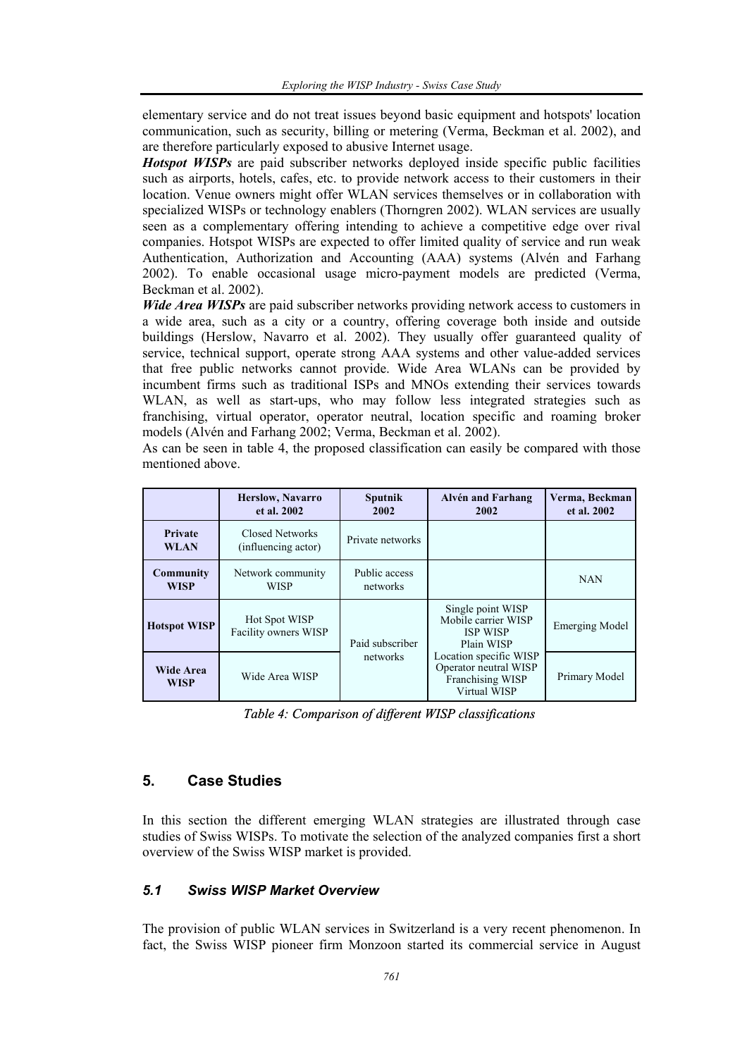elementary service and do not treat issues beyond basic equipment and hotspots' location communication, such as security, billing or metering (Verma, Beckman et al. 2002), and are therefore particularly exposed to abusive Internet usage.

***Hotspot WISPs*** are paid subscriber networks deployed inside specific public facilities such as airports, hotels, cafes, etc. to provide network access to their customers in their location. Venue owners might offer WLAN services themselves or in collaboration with specialized WISPs or technology enablers (Thorngren 2002). WLAN services are usually seen as a complementary offering intending to achieve a competitive edge over rival companies. Hotspot WISPs are expected to offer limited quality of service and run weak Authentication, Authorization and Accounting (AAA) systems (Alvén and Farhang 2002). To enable occasional usage micro-payment models are predicted (Verma, Beckman et al. 2002).

***Wide Area WISPs*** are paid subscriber networks providing network access to customers in a wide area, such as a city or a country, offering coverage both inside and outside buildings (Herslow, Navarro et al. 2002). They usually offer guaranteed quality of service, technical support, operate strong AAA systems and other value-added services that free public networks cannot provide. Wide Area WLANs can be provided by incumbent firms such as traditional ISPs and MNOs extending their services towards WLAN, as well as start-ups, who may follow less integrated strategies such as franchising, virtual operator, operator neutral, location specific and roaming broker models (Alvén and Farhang 2002; Verma, Beckman et al. 2002).

As can be seen in table 4, the proposed classification can easily be compared with those mentioned above.

| | Herslow, Navarro et al. 2002 | Sputnik 2002 | Alvén and Farhang 2002 | Verma, Beckman et al. 2002 |
|---|---|---|---|---|
| **Private WLAN** | Closed Networks (influencing actor) | Private networks | | |
| **Community WISP** | Network community WISP | Public access networks | | NAN |
| **Hotspot WISP** | Hot Spot WISP<br>Facility owners WISP | Paid subscriber networks | Single point WISP<br>Mobile carrier WISP<br>ISP WISP<br>Plain WISP<br>Location specific WISP<br>Operator neutral WISP<br>Franchising WISP<br>Virtual WISP | Emerging Model |
| **Wide Area WISP** | Wide Area WISP | | | Primary Model |

*Table 4: Comparison of different WISP classifications*

## 5. Case Studies

In this section the different emerging WLAN strategies are illustrated through case studies of Swiss WISPs. To motivate the selection of the analyzed companies first a short overview of the Swiss WISP market is provided.

### *5.1 Swiss WISP Market Overview*

The provision of public WLAN services in Switzerland is a very recent phenomenon. In fact, the Swiss WISP pioneer firm Monzoon started its commercial service in August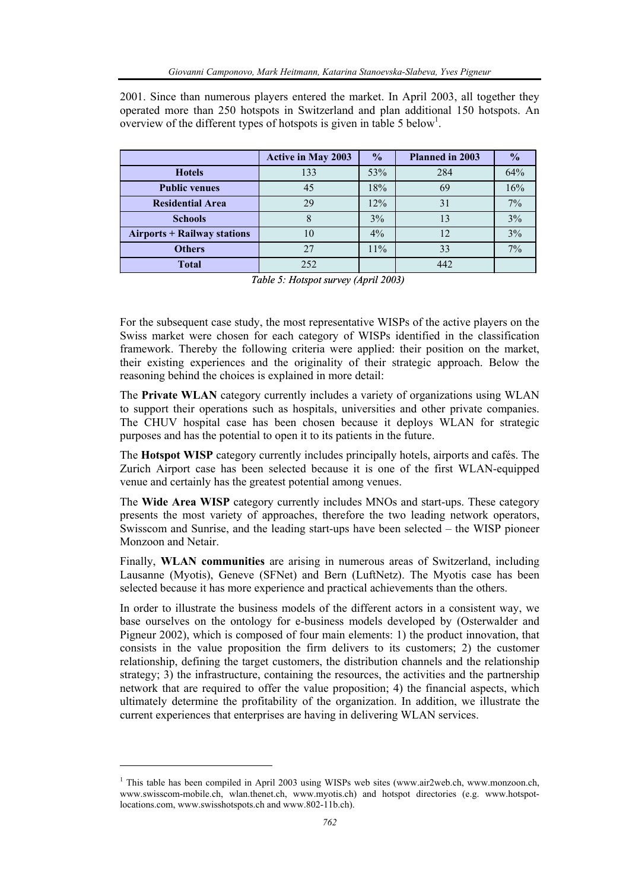2001. Since than numerous players entered the market. In April 2003, all together they operated more than 250 hotspots in Switzerland and plan additional 150 hotspots. An overview of the different types of hotspots is given in table 5 below[1].

| | Active in May 2003 | % | Planned in 2003 | % |
|---|---|---|---|---|
| **Hotels** | 133 | 53% | 284 | 64% |
| **Public venues** | 45 | 18% | 69 | 16% |
| **Residential Area** | 29 | 12% | 31 | 7% |
| **Schools** | 8 | 3% | 13 | 3% |
| **Airports + Railway stations** | 10 | 4% | 12 | 3% |
| **Others** | 27 | 11% | 33 | 7% |
| **Total** | 252 | | 442 | |

*Table 5: Hotspot survey (April 2003)*

For the subsequent case study, the most representative WISPs of the active players on the Swiss market were chosen for each category of WISPs identified in the classification framework. Thereby the following criteria were applied: their position on the market, their existing experiences and the originality of their strategic approach. Below the reasoning behind the choices is explained in more detail:

The **Private WLAN** category currently includes a variety of organizations using WLAN to support their operations such as hospitals, universities and other private companies. The CHUV hospital case has been chosen because it deploys WLAN for strategic purposes and has the potential to open it to its patients in the future.

The **Hotspot WISP** category currently includes principally hotels, airports and cafés. The Zurich Airport case has been selected because it is one of the first WLAN-equipped venue and certainly has the greatest potential among venues.

The **Wide Area WISP** category currently includes MNOs and start-ups. These category presents the most variety of approaches, therefore the two leading network operators, Swisscom and Sunrise, and the leading start-ups have been selected – the WISP pioneer Monzoon and Netair.

Finally, **WLAN communities** are arising in numerous areas of Switzerland, including Lausanne (Myotis), Geneve (SFNet) and Bern (LuftNetz). The Myotis case has been selected because it has more experience and practical achievements than the others.

In order to illustrate the business models of the different actors in a consistent way, we base ourselves on the ontology for e-business models developed by (Osterwalder and Pigneur 2002), which is composed of four main elements: 1) the product innovation, that consists in the value proposition the firm delivers to its customers; 2) the customer relationship, defining the target customers, the distribution channels and the relationship strategy; 3) the infrastructure, containing the resources, the activities and the partnership network that are required to offer the value proposition; 4) the financial aspects, which ultimately determine the profitability of the organization. In addition, we illustrate the current experiences that enterprises are having in delivering WLAN services.

[1] This table has been compiled in April 2003 using WISPs web sites (www.air2web.ch, www.monzoon.ch, www.swisscom-mobile.ch, wlan.thenet.ch, www.myotis.ch) and hotspot directories (e.g. www.hotspot-locations.com, www.swisshotspots.ch and www.802-11b.ch).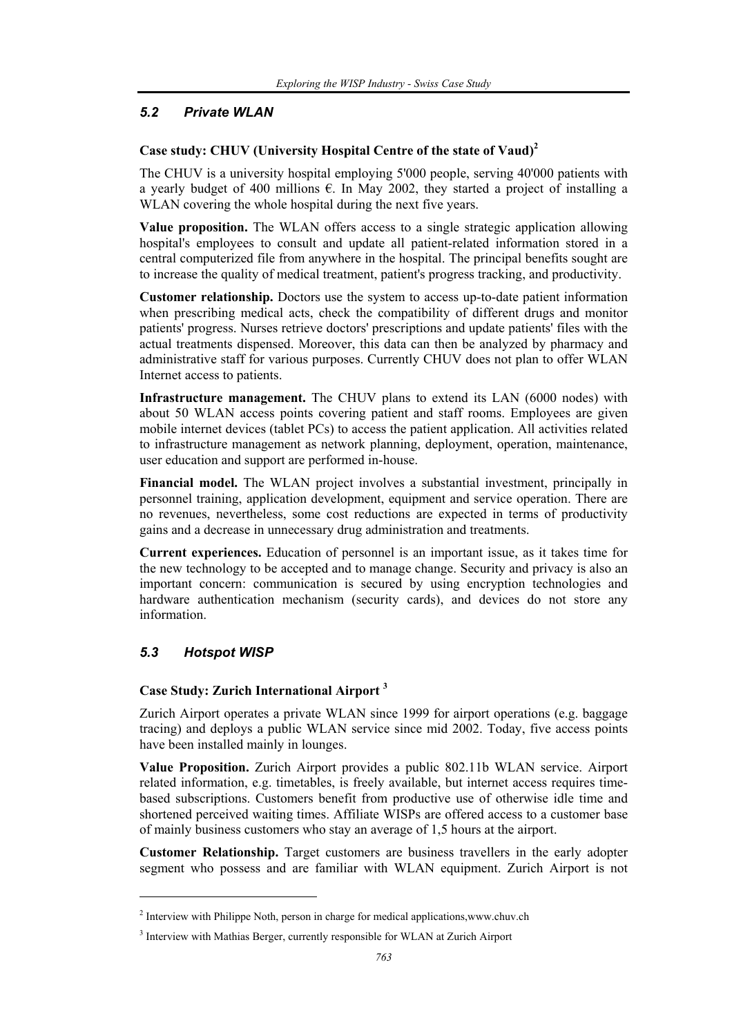### *5.2 Private WLAN*

**Case study: CHUV (University Hospital Centre of the state of Vaud)[2]**

The CHUV is a university hospital employing 5'000 people, serving 40'000 patients with a yearly budget of 400 millions €. In May 2002, they started a project of installing a WLAN covering the whole hospital during the next five years.

**Value proposition.** The WLAN offers access to a single strategic application allowing hospital's employees to consult and update all patient-related information stored in a central computerized file from anywhere in the hospital. The principal benefits sought are to increase the quality of medical treatment, patient's progress tracking, and productivity.

**Customer relationship.** Doctors use the system to access up-to-date patient information when prescribing medical acts, check the compatibility of different drugs and monitor patients' progress. Nurses retrieve doctors' prescriptions and update patients' files with the actual treatments dispensed. Moreover, this data can then be analyzed by pharmacy and administrative staff for various purposes. Currently CHUV does not plan to offer WLAN Internet access to patients.

**Infrastructure management.** The CHUV plans to extend its LAN (6000 nodes) with about 50 WLAN access points covering patient and staff rooms. Employees are given mobile internet devices (tablet PCs) to access the patient application. All activities related to infrastructure management as network planning, deployment, operation, maintenance, user education and support are performed in-house.

**Financial model.** The WLAN project involves a substantial investment, principally in personnel training, application development, equipment and service operation. There are no revenues, nevertheless, some cost reductions are expected in terms of productivity gains and a decrease in unnecessary drug administration and treatments.

**Current experiences.** Education of personnel is an important issue, as it takes time for the new technology to be accepted and to manage change. Security and privacy is also an important concern: communication is secured by using encryption technologies and hardware authentication mechanism (security cards), and devices do not store any information.

### *5.3 Hotspot WISP*

**Case Study: Zurich International Airport [3]**

Zurich Airport operates a private WLAN since 1999 for airport operations (e.g. baggage tracing) and deploys a public WLAN service since mid 2002. Today, five access points have been installed mainly in lounges.

**Value Proposition.** Zurich Airport provides a public 802.11b WLAN service. Airport related information, e.g. timetables, is freely available, but internet access requires time-based subscriptions. Customers benefit from productive use of otherwise idle time and shortened perceived waiting times. Affiliate WISPs are offered access to a customer base of mainly business customers who stay an average of 1,5 hours at the airport.

**Customer Relationship.** Target customers are business travellers in the early adopter segment who possess and are familiar with WLAN equipment. Zurich Airport is not

---

[2] Interview with Philippe Noth, person in charge for medical applications,www.chuv.ch

[3] Interview with Mathias Berger, currently responsible for WLAN at Zurich Airport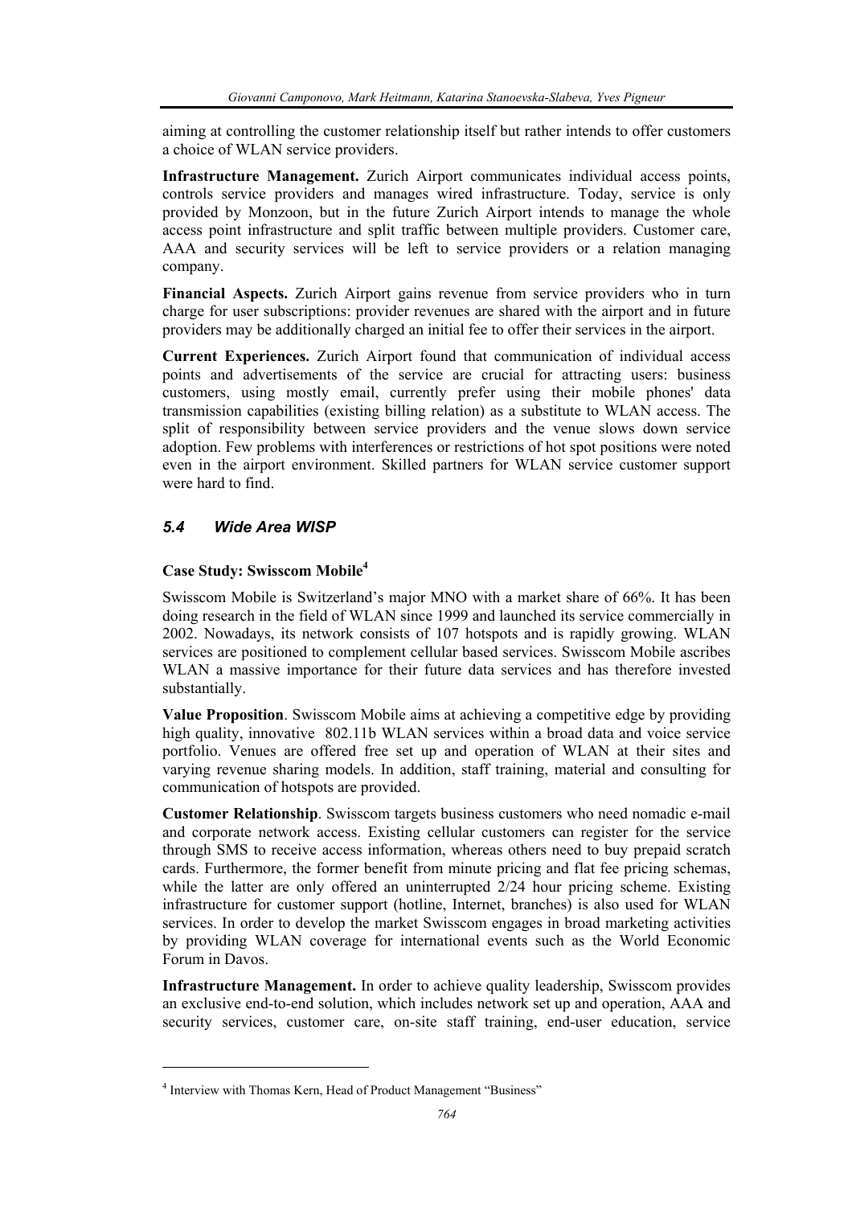aiming at controlling the customer relationship itself but rather intends to offer customers a choice of WLAN service providers.

**Infrastructure Management.** Zurich Airport communicates individual access points, controls service providers and manages wired infrastructure. Today, service is only provided by Monzoon, but in the future Zurich Airport intends to manage the whole access point infrastructure and split traffic between multiple providers. Customer care, AAA and security services will be left to service providers or a relation managing company.

**Financial Aspects.** Zurich Airport gains revenue from service providers who in turn charge for user subscriptions: provider revenues are shared with the airport and in future providers may be additionally charged an initial fee to offer their services in the airport.

**Current Experiences.** Zurich Airport found that communication of individual access points and advertisements of the service are crucial for attracting users: business customers, using mostly email, currently prefer using their mobile phones' data transmission capabilities (existing billing relation) as a substitute to WLAN access. The split of responsibility between service providers and the venue slows down service adoption. Few problems with interferences or restrictions of hot spot positions were noted even in the airport environment. Skilled partners for WLAN service customer support were hard to find.

### *5.4 Wide Area WISP*

**Case Study: Swisscom Mobile[4]**

Swisscom Mobile is Switzerland's major MNO with a market share of 66%. It has been doing research in the field of WLAN since 1999 and launched its service commercially in 2002. Nowadays, its network consists of 107 hotspots and is rapidly growing. WLAN services are positioned to complement cellular based services. Swisscom Mobile ascribes WLAN a massive importance for their future data services and has therefore invested substantially.

**Value Proposition**. Swisscom Mobile aims at achieving a competitive edge by providing high quality, innovative 802.11b WLAN services within a broad data and voice service portfolio. Venues are offered free set up and operation of WLAN at their sites and varying revenue sharing models. In addition, staff training, material and consulting for communication of hotspots are provided.

**Customer Relationship**. Swisscom targets business customers who need nomadic e-mail and corporate network access. Existing cellular customers can register for the service through SMS to receive access information, whereas others need to buy prepaid scratch cards. Furthermore, the former benefit from minute pricing and flat fee pricing schemas, while the latter are only offered an uninterrupted 2/24 hour pricing scheme. Existing infrastructure for customer support (hotline, Internet, branches) is also used for WLAN services. In order to develop the market Swisscom engages in broad marketing activities by providing WLAN coverage for international events such as the World Economic Forum in Davos.

**Infrastructure Management.** In order to achieve quality leadership, Swisscom provides an exclusive end-to-end solution, which includes network set up and operation, AAA and security services, customer care, on-site staff training, end-user education, service

---

[4] Interview with Thomas Kern, Head of Product Management "Business"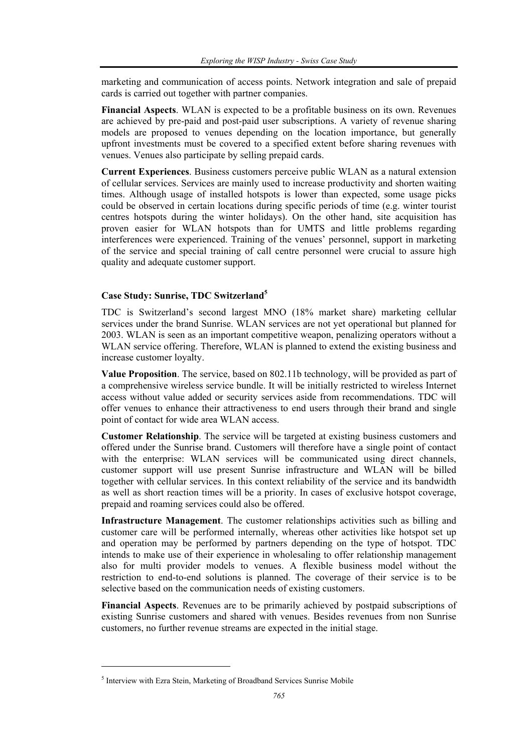marketing and communication of access points. Network integration and sale of prepaid cards is carried out together with partner companies.

**Financial Aspects**. WLAN is expected to be a profitable business on its own. Revenues are achieved by pre-paid and post-paid user subscriptions. A variety of revenue sharing models are proposed to venues depending on the location importance, but generally upfront investments must be covered to a specified extent before sharing revenues with venues. Venues also participate by selling prepaid cards.

**Current Experiences**. Business customers perceive public WLAN as a natural extension of cellular services. Services are mainly used to increase productivity and shorten waiting times. Although usage of installed hotspots is lower than expected, some usage picks could be observed in certain locations during specific periods of time (e.g. winter tourist centres hotspots during the winter holidays). On the other hand, site acquisition has proven easier for WLAN hotspots than for UMTS and little problems regarding interferences were experienced. Training of the venues' personnel, support in marketing of the service and special training of call centre personnel were crucial to assure high quality and adequate customer support.

### Case Study: Sunrise, TDC Switzerland[5]

TDC is Switzerland's second largest MNO (18% market share) marketing cellular services under the brand Sunrise. WLAN services are not yet operational but planned for 2003. WLAN is seen as an important competitive weapon, penalizing operators without a WLAN service offering. Therefore, WLAN is planned to extend the existing business and increase customer loyalty.

**Value Proposition**. The service, based on 802.11b technology, will be provided as part of a comprehensive wireless service bundle. It will be initially restricted to wireless Internet access without value added or security services aside from recommendations. TDC will offer venues to enhance their attractiveness to end users through their brand and single point of contact for wide area WLAN access.

**Customer Relationship**. The service will be targeted at existing business customers and offered under the Sunrise brand. Customers will therefore have a single point of contact with the enterprise: WLAN services will be communicated using direct channels, customer support will use present Sunrise infrastructure and WLAN will be billed together with cellular services. In this context reliability of the service and its bandwidth as well as short reaction times will be a priority. In cases of exclusive hotspot coverage, prepaid and roaming services could also be offered.

**Infrastructure Management**. The customer relationships activities such as billing and customer care will be performed internally, whereas other activities like hotspot set up and operation may be performed by partners depending on the type of hotspot. TDC intends to make use of their experience in wholesaling to offer relationship management also for multi provider models to venues. A flexible business model without the restriction to end-to-end solutions is planned. The coverage of their service is to be selective based on the communication needs of existing customers.

**Financial Aspects**. Revenues are to be primarily achieved by postpaid subscriptions of existing Sunrise customers and shared with venues. Besides revenues from non Sunrise customers, no further revenue streams are expected in the initial stage.

---

[5] Interview with Ezra Stein, Marketing of Broadband Services Sunrise Mobile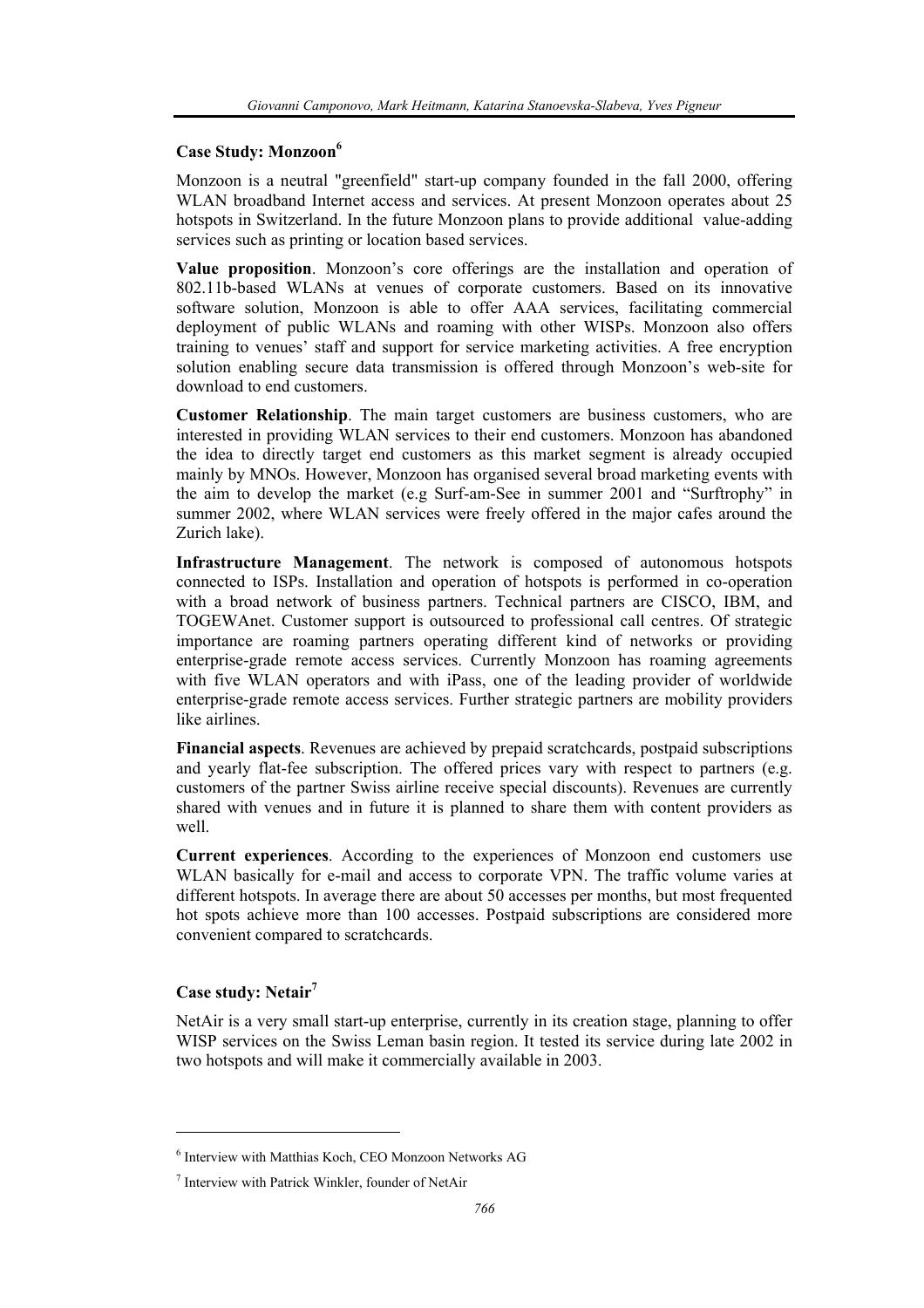### Case Study: Monzoon[6]

Monzoon is a neutral "greenfield" start-up company founded in the fall 2000, offering WLAN broadband Internet access and services. At present Monzoon operates about 25 hotspots in Switzerland. In the future Monzoon plans to provide additional value-adding services such as printing or location based services.

**Value proposition**. Monzoon's core offerings are the installation and operation of 802.11b-based WLANs at venues of corporate customers. Based on its innovative software solution, Monzoon is able to offer AAA services, facilitating commercial deployment of public WLANs and roaming with other WISPs. Monzoon also offers training to venues' staff and support for service marketing activities. A free encryption solution enabling secure data transmission is offered through Monzoon's web-site for download to end customers.

**Customer Relationship**. The main target customers are business customers, who are interested in providing WLAN services to their end customers. Monzoon has abandoned the idea to directly target end customers as this market segment is already occupied mainly by MNOs. However, Monzoon has organised several broad marketing events with the aim to develop the market (e.g Surf-am-See in summer 2001 and "Surftrophy" in summer 2002, where WLAN services were freely offered in the major cafes around the Zurich lake).

**Infrastructure Management**. The network is composed of autonomous hotspots connected to ISPs. Installation and operation of hotspots is performed in co-operation with a broad network of business partners. Technical partners are CISCO, IBM, and TOGEWAnet. Customer support is outsourced to professional call centres. Of strategic importance are roaming partners operating different kind of networks or providing enterprise-grade remote access services. Currently Monzoon has roaming agreements with five WLAN operators and with iPass, one of the leading provider of worldwide enterprise-grade remote access services. Further strategic partners are mobility providers like airlines.

**Financial aspects**. Revenues are achieved by prepaid scratchcards, postpaid subscriptions and yearly flat-fee subscription. The offered prices vary with respect to partners (e.g. customers of the partner Swiss airline receive special discounts). Revenues are currently shared with venues and in future it is planned to share them with content providers as well.

**Current experiences**. According to the experiences of Monzoon end customers use WLAN basically for e-mail and access to corporate VPN. The traffic volume varies at different hotspots. In average there are about 50 accesses per months, but most frequented hot spots achieve more than 100 accesses. Postpaid subscriptions are considered more convenient compared to scratchcards.

### Case study: Netair[7]

NetAir is a very small start-up enterprise, currently in its creation stage, planning to offer WISP services on the Swiss Leman basin region. It tested its service during late 2002 in two hotspots and will make it commercially available in 2003.

---

[6] Interview with Matthias Koch, CEO Monzoon Networks AG

[7] Interview with Patrick Winkler, founder of NetAir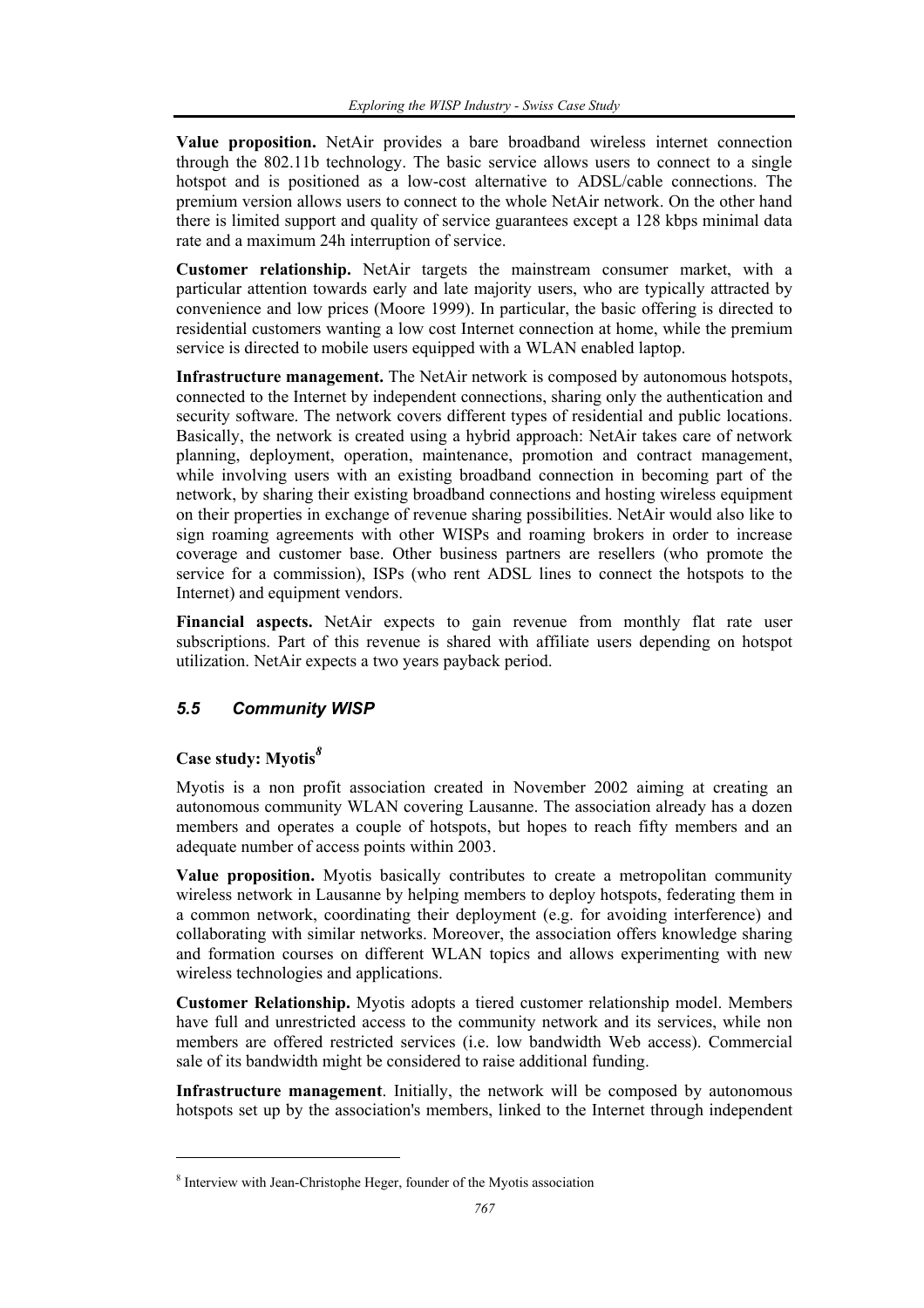**Value proposition.** NetAir provides a bare broadband wireless internet connection through the 802.11b technology. The basic service allows users to connect to a single hotspot and is positioned as a low-cost alternative to ADSL/cable connections. The premium version allows users to connect to the whole NetAir network. On the other hand there is limited support and quality of service guarantees except a 128 kbps minimal data rate and a maximum 24h interruption of service.

**Customer relationship.** NetAir targets the mainstream consumer market, with a particular attention towards early and late majority users, who are typically attracted by convenience and low prices (Moore 1999). In particular, the basic offering is directed to residential customers wanting a low cost Internet connection at home, while the premium service is directed to mobile users equipped with a WLAN enabled laptop.

**Infrastructure management.** The NetAir network is composed by autonomous hotspots, connected to the Internet by independent connections, sharing only the authentication and security software. The network covers different types of residential and public locations. Basically, the network is created using a hybrid approach: NetAir takes care of network planning, deployment, operation, maintenance, promotion and contract management, while involving users with an existing broadband connection in becoming part of the network, by sharing their existing broadband connections and hosting wireless equipment on their properties in exchange of revenue sharing possibilities. NetAir would also like to sign roaming agreements with other WISPs and roaming brokers in order to increase coverage and customer base. Other business partners are resellers (who promote the service for a commission), ISPs (who rent ADSL lines to connect the hotspots to the Internet) and equipment vendors.

**Financial aspects.** NetAir expects to gain revenue from monthly flat rate user subscriptions. Part of this revenue is shared with affiliate users depending on hotspot utilization. NetAir expects a two years payback period.

### *5.5 Community WISP*

**Case study: Myotis[8]**

Myotis is a non profit association created in November 2002 aiming at creating an autonomous community WLAN covering Lausanne. The association already has a dozen members and operates a couple of hotspots, but hopes to reach fifty members and an adequate number of access points within 2003.

**Value proposition.** Myotis basically contributes to create a metropolitan community wireless network in Lausanne by helping members to deploy hotspots, federating them in a common network, coordinating their deployment (e.g. for avoiding interference) and collaborating with similar networks. Moreover, the association offers knowledge sharing and formation courses on different WLAN topics and allows experimenting with new wireless technologies and applications.

**Customer Relationship.** Myotis adopts a tiered customer relationship model. Members have full and unrestricted access to the community network and its services, while non members are offered restricted services (i.e. low bandwidth Web access). Commercial sale of its bandwidth might be considered to raise additional funding.

**Infrastructure management**. Initially, the network will be composed by autonomous hotspots set up by the association's members, linked to the Internet through independent

---

[8] Interview with Jean-Christophe Heger, founder of the Myotis association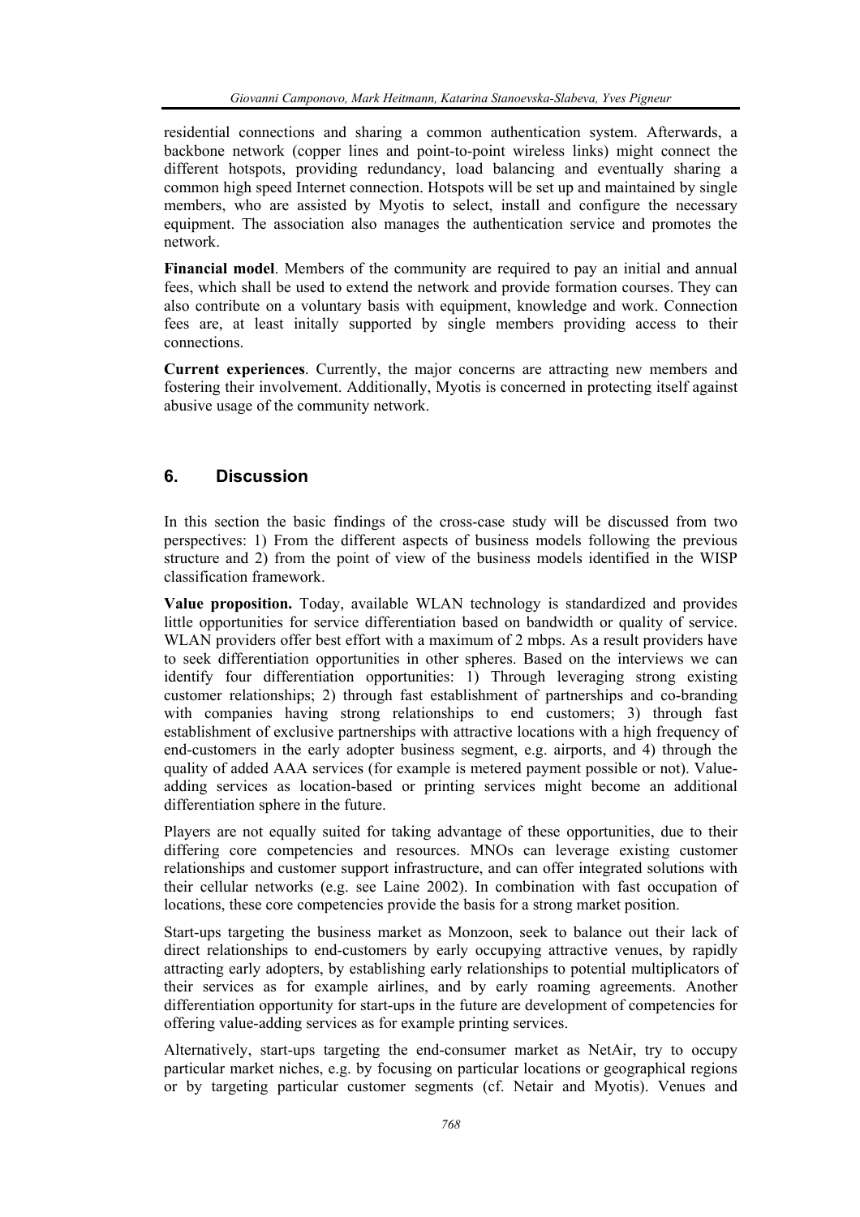residential connections and sharing a common authentication system. Afterwards, a backbone network (copper lines and point-to-point wireless links) might connect the different hotspots, providing redundancy, load balancing and eventually sharing a common high speed Internet connection. Hotspots will be set up and maintained by single members, who are assisted by Myotis to select, install and configure the necessary equipment. The association also manages the authentication service and promotes the network.

**Financial model**. Members of the community are required to pay an initial and annual fees, which shall be used to extend the network and provide formation courses. They can also contribute on a voluntary basis with equipment, knowledge and work. Connection fees are, at least initally supported by single members providing access to their connections.

**Current experiences**. Currently, the major concerns are attracting new members and fostering their involvement. Additionally, Myotis is concerned in protecting itself against abusive usage of the community network.

## 6. Discussion

In this section the basic findings of the cross-case study will be discussed from two perspectives: 1) From the different aspects of business models following the previous structure and 2) from the point of view of the business models identified in the WISP classification framework.

**Value proposition.** Today, available WLAN technology is standardized and provides little opportunities for service differentiation based on bandwidth or quality of service. WLAN providers offer best effort with a maximum of 2 mbps. As a result providers have to seek differentiation opportunities in other spheres. Based on the interviews we can identify four differentiation opportunities: 1) Through leveraging strong existing customer relationships; 2) through fast establishment of partnerships and co-branding with companies having strong relationships to end customers; 3) through fast establishment of exclusive partnerships with attractive locations with a high frequency of end-customers in the early adopter business segment, e.g. airports, and 4) through the quality of added AAA services (for example is metered payment possible or not). Value-adding services as location-based or printing services might become an additional differentiation sphere in the future.

Players are not equally suited for taking advantage of these opportunities, due to their differing core competencies and resources. MNOs can leverage existing customer relationships and customer support infrastructure, and can offer integrated solutions with their cellular networks (e.g. see Laine 2002). In combination with fast occupation of locations, these core competencies provide the basis for a strong market position.

Start-ups targeting the business market as Monzoon, seek to balance out their lack of direct relationships to end-customers by early occupying attractive venues, by rapidly attracting early adopters, by establishing early relationships to potential multiplicators of their services as for example airlines, and by early roaming agreements. Another differentiation opportunity for start-ups in the future are development of competencies for offering value-adding services as for example printing services.

Alternatively, start-ups targeting the end-consumer market as NetAir, try to occupy particular market niches, e.g. by focusing on particular locations or geographical regions or by targeting particular customer segments (cf. Netair and Myotis). Venues and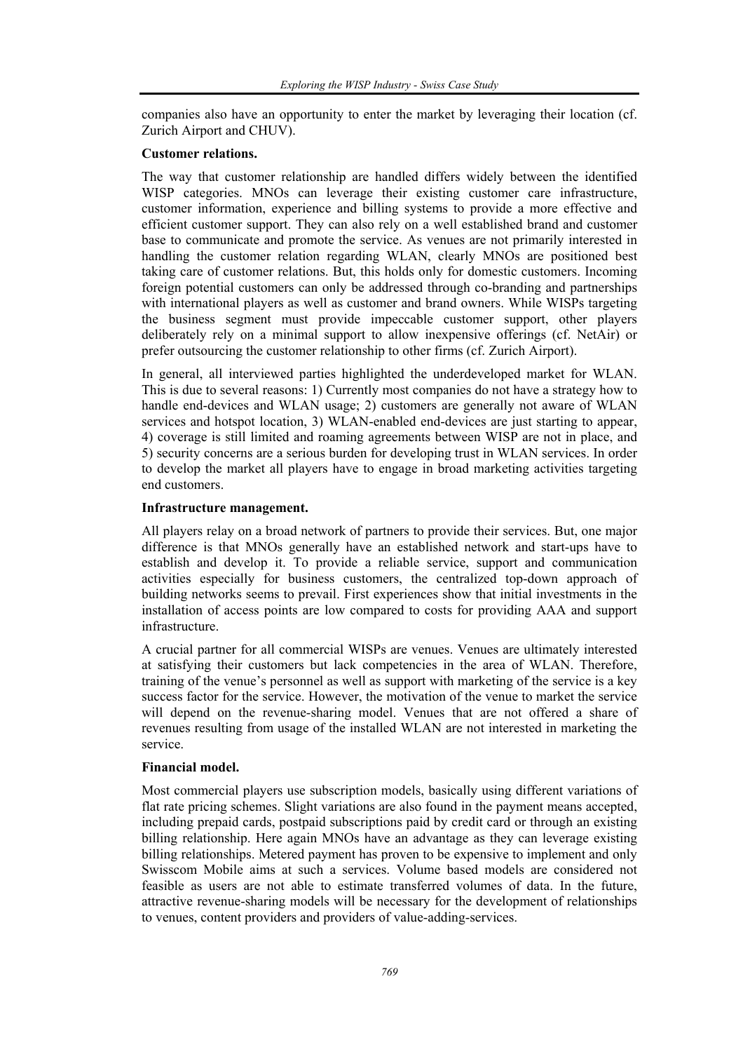companies also have an opportunity to enter the market by leveraging their location (cf. Zurich Airport and CHUV).

**Customer relations.**

The way that customer relationship are handled differs widely between the identified WISP categories. MNOs can leverage their existing customer care infrastructure, customer information, experience and billing systems to provide a more effective and efficient customer support. They can also rely on a well established brand and customer base to communicate and promote the service. As venues are not primarily interested in handling the customer relation regarding WLAN, clearly MNOs are positioned best taking care of customer relations. But, this holds only for domestic customers. Incoming foreign potential customers can only be addressed through co-branding and partnerships with international players as well as customer and brand owners. While WISPs targeting the business segment must provide impeccable customer support, other players deliberately rely on a minimal support to allow inexpensive offerings (cf. NetAir) or prefer outsourcing the customer relationship to other firms (cf. Zurich Airport).

In general, all interviewed parties highlighted the underdeveloped market for WLAN. This is due to several reasons: 1) Currently most companies do not have a strategy how to handle end-devices and WLAN usage; 2) customers are generally not aware of WLAN services and hotspot location, 3) WLAN-enabled end-devices are just starting to appear, 4) coverage is still limited and roaming agreements between WISP are not in place, and 5) security concerns are a serious burden for developing trust in WLAN services. In order to develop the market all players have to engage in broad marketing activities targeting end customers.

**Infrastructure management.**

All players relay on a broad network of partners to provide their services. But, one major difference is that MNOs generally have an established network and start-ups have to establish and develop it. To provide a reliable service, support and communication activities especially for business customers, the centralized top-down approach of building networks seems to prevail. First experiences show that initial investments in the installation of access points are low compared to costs for providing AAA and support infrastructure.

A crucial partner for all commercial WISPs are venues. Venues are ultimately interested at satisfying their customers but lack competencies in the area of WLAN. Therefore, training of the venue's personnel as well as support with marketing of the service is a key success factor for the service. However, the motivation of the venue to market the service will depend on the revenue-sharing model. Venues that are not offered a share of revenues resulting from usage of the installed WLAN are not interested in marketing the service.

**Financial model.**

Most commercial players use subscription models, basically using different variations of flat rate pricing schemes. Slight variations are also found in the payment means accepted, including prepaid cards, postpaid subscriptions paid by credit card or through an existing billing relationship. Here again MNOs have an advantage as they can leverage existing billing relationships. Metered payment has proven to be expensive to implement and only Swisscom Mobile aims at such a services. Volume based models are considered not feasible as users are not able to estimate transferred volumes of data. In the future, attractive revenue-sharing models will be necessary for the development of relationships to venues, content providers and providers of value-adding-services.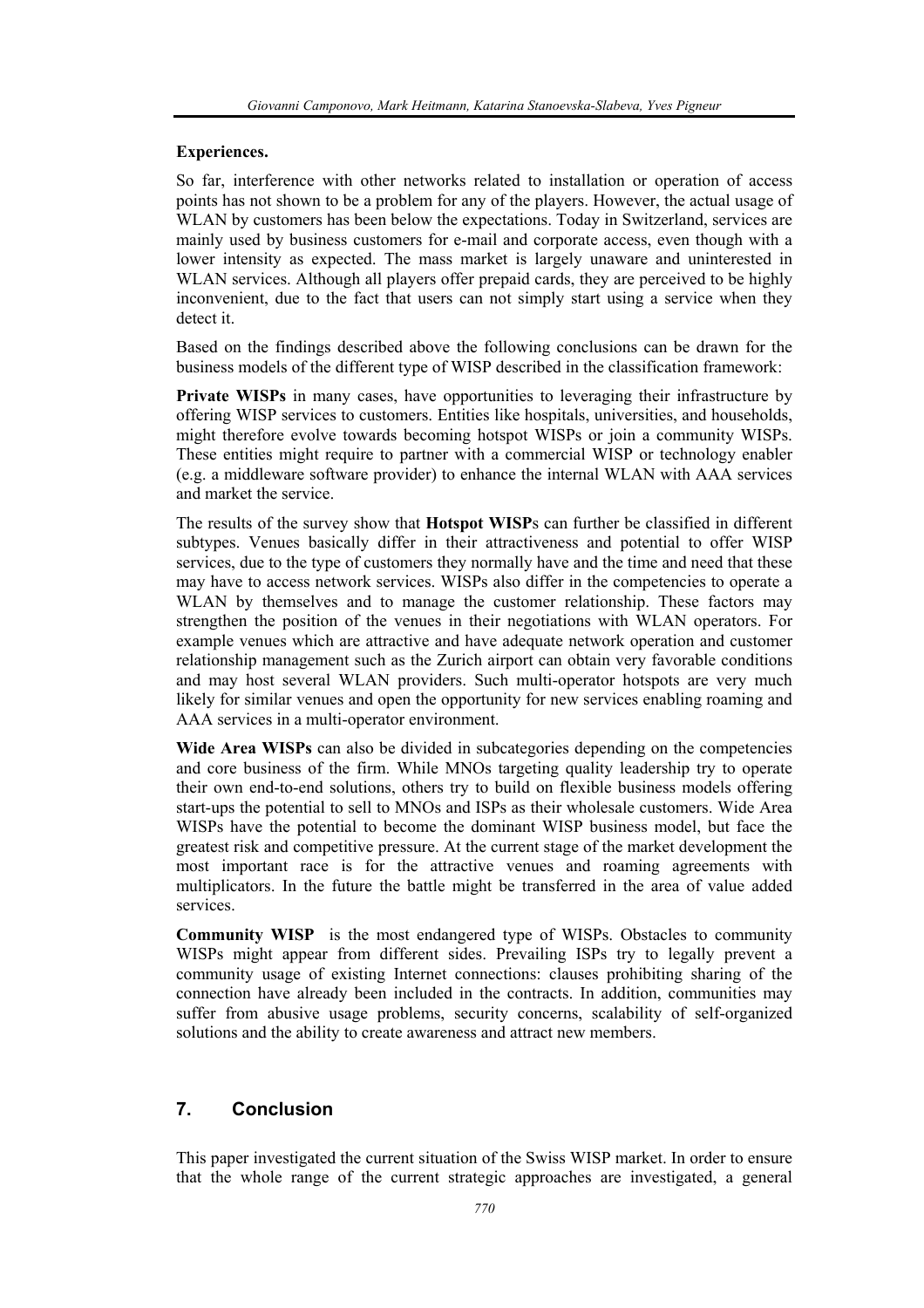**Experiences.**

So far, interference with other networks related to installation or operation of access points has not shown to be a problem for any of the players. However, the actual usage of WLAN by customers has been below the expectations. Today in Switzerland, services are mainly used by business customers for e-mail and corporate access, even though with a lower intensity as expected. The mass market is largely unaware and uninterested in WLAN services. Although all players offer prepaid cards, they are perceived to be highly inconvenient, due to the fact that users can not simply start using a service when they detect it.

Based on the findings described above the following conclusions can be drawn for the business models of the different type of WISP described in the classification framework:

**Private WISPs** in many cases, have opportunities to leveraging their infrastructure by offering WISP services to customers. Entities like hospitals, universities, and households, might therefore evolve towards becoming hotspot WISPs or join a community WISPs. These entities might require to partner with a commercial WISP or technology enabler (e.g. a middleware software provider) to enhance the internal WLAN with AAA services and market the service.

The results of the survey show that **Hotspot WISP**s can further be classified in different subtypes. Venues basically differ in their attractiveness and potential to offer WISP services, due to the type of customers they normally have and the time and need that these may have to access network services. WISPs also differ in the competencies to operate a WLAN by themselves and to manage the customer relationship. These factors may strengthen the position of the venues in their negotiations with WLAN operators. For example venues which are attractive and have adequate network operation and customer relationship management such as the Zurich airport can obtain very favorable conditions and may host several WLAN providers. Such multi-operator hotspots are very much likely for similar venues and open the opportunity for new services enabling roaming and AAA services in a multi-operator environment.

**Wide Area WISPs** can also be divided in subcategories depending on the competencies and core business of the firm. While MNOs targeting quality leadership try to operate their own end-to-end solutions, others try to build on flexible business models offering start-ups the potential to sell to MNOs and ISPs as their wholesale customers. Wide Area WISPs have the potential to become the dominant WISP business model, but face the greatest risk and competitive pressure. At the current stage of the market development the most important race is for the attractive venues and roaming agreements with multiplicators. In the future the battle might be transferred in the area of value added services.

**Community WISP** is the most endangered type of WISPs. Obstacles to community WISPs might appear from different sides. Prevailing ISPs try to legally prevent a community usage of existing Internet connections: clauses prohibiting sharing of the connection have already been included in the contracts. In addition, communities may suffer from abusive usage problems, security concerns, scalability of self-organized solutions and the ability to create awareness and attract new members.

## 7. Conclusion

This paper investigated the current situation of the Swiss WISP market. In order to ensure that the whole range of the current strategic approaches are investigated, a general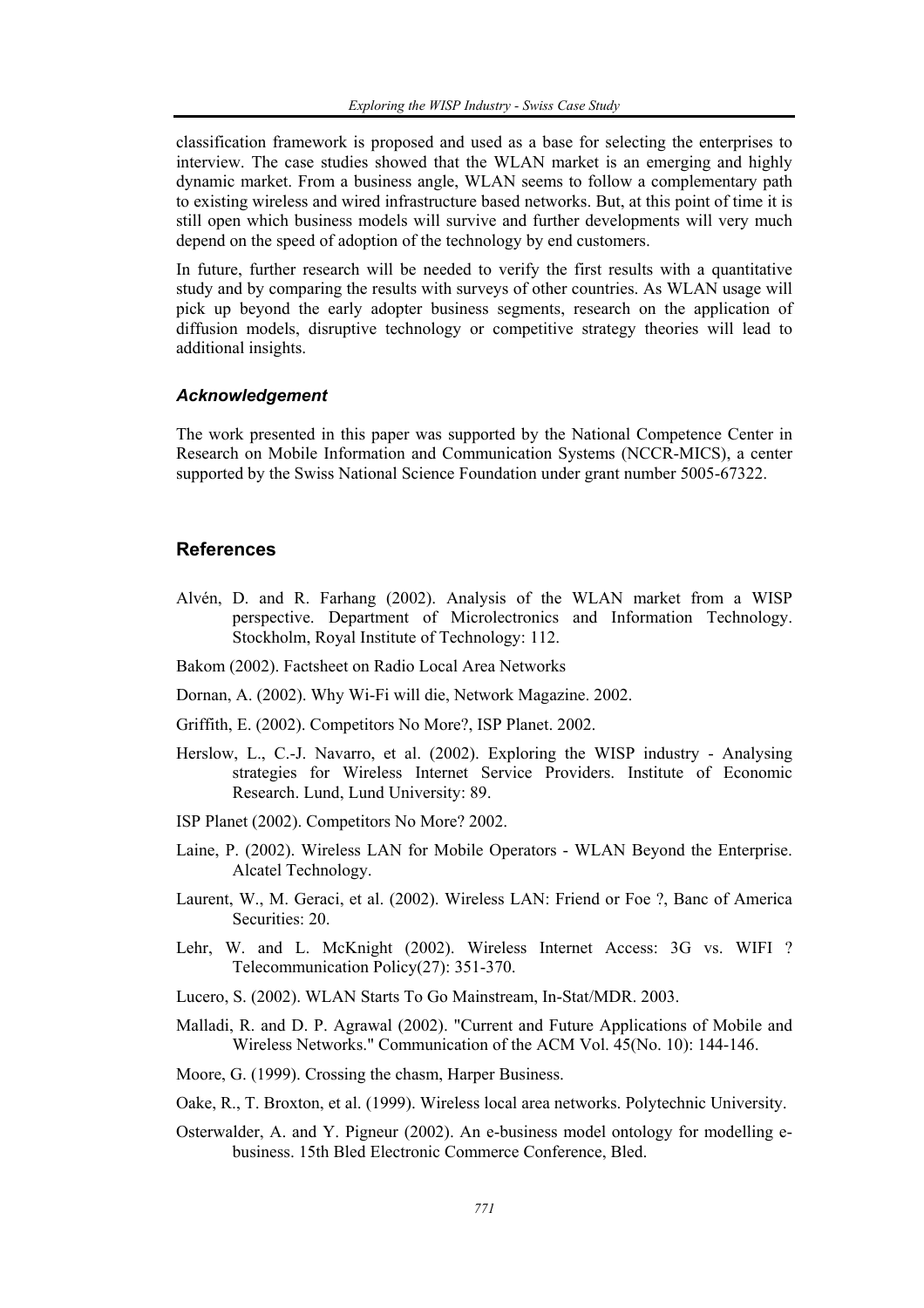classification framework is proposed and used as a base for selecting the enterprises to interview. The case studies showed that the WLAN market is an emerging and highly dynamic market. From a business angle, WLAN seems to follow a complementary path to existing wireless and wired infrastructure based networks. But, at this point of time it is still open which business models will survive and further developments will very much depend on the speed of adoption of the technology by end customers.

In future, further research will be needed to verify the first results with a quantitative study and by comparing the results with surveys of other countries. As WLAN usage will pick up beyond the early adopter business segments, research on the application of diffusion models, disruptive technology or competitive strategy theories will lead to additional insights.

### *Acknowledgement*

The work presented in this paper was supported by the National Competence Center in Research on Mobile Information and Communication Systems (NCCR-MICS), a center supported by the Swiss National Science Foundation under grant number 5005-67322.

## References

Alvén, D. and R. Farhang (2002). Analysis of the WLAN market from a WISP perspective. Department of Microlectronics and Information Technology. Stockholm, Royal Institute of Technology: 112.

Bakom (2002). Factsheet on Radio Local Area Networks

Dornan, A. (2002). Why Wi-Fi will die, Network Magazine. 2002.

Griffith, E. (2002). Competitors No More?, ISP Planet. 2002.

Herslow, L., C.-J. Navarro, et al. (2002). Exploring the WISP industry - Analysing strategies for Wireless Internet Service Providers. Institute of Economic Research. Lund, Lund University: 89.

ISP Planet (2002). Competitors No More? 2002.

Laine, P. (2002). Wireless LAN for Mobile Operators - WLAN Beyond the Enterprise. Alcatel Technology.

Laurent, W., M. Geraci, et al. (2002). Wireless LAN: Friend or Foe ?, Banc of America Securities: 20.

Lehr, W. and L. McKnight (2002). Wireless Internet Access: 3G vs. WIFI ? Telecommunication Policy(27): 351-370.

Lucero, S. (2002). WLAN Starts To Go Mainstream, In-Stat/MDR. 2003.

Malladi, R. and D. P. Agrawal (2002). "Current and Future Applications of Mobile and Wireless Networks." Communication of the ACM Vol. 45(No. 10): 144-146.

Moore, G. (1999). Crossing the chasm, Harper Business.

Oake, R., T. Broxton, et al. (1999). Wireless local area networks. Polytechnic University.

Osterwalder, A. and Y. Pigneur (2002). An e-business model ontology for modelling e-business. 15th Bled Electronic Commerce Conference, Bled.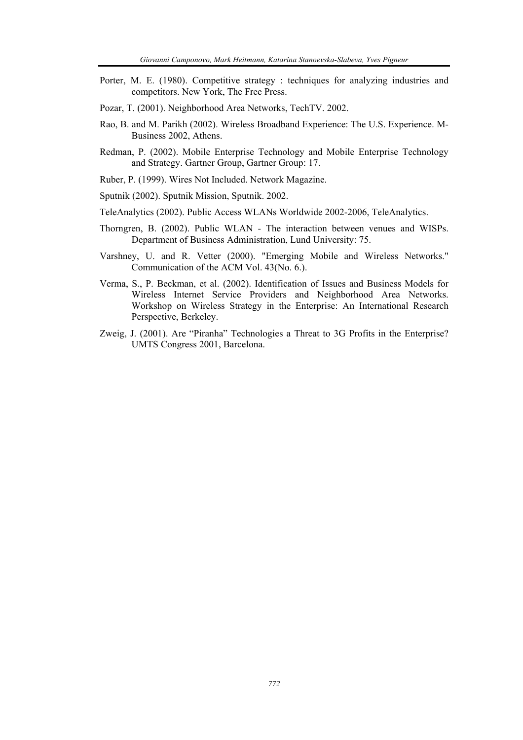Porter, M. E. (1980). Competitive strategy : techniques for analyzing industries and competitors. New York, The Free Press.

Pozar, T. (2001). Neighborhood Area Networks, TechTV. 2002.

Rao, B. and M. Parikh (2002). Wireless Broadband Experience: The U.S. Experience. M-Business 2002, Athens.

Redman, P. (2002). Mobile Enterprise Technology and Mobile Enterprise Technology and Strategy. Gartner Group, Gartner Group: 17.

Ruber, P. (1999). Wires Not Included. Network Magazine.

Sputnik (2002). Sputnik Mission, Sputnik. 2002.

TeleAnalytics (2002). Public Access WLANs Worldwide 2002-2006, TeleAnalytics.

Thorngren, B. (2002). Public WLAN - The interaction between venues and WISPs. Department of Business Administration, Lund University: 75.

Varshney, U. and R. Vetter (2000). "Emerging Mobile and Wireless Networks." Communication of the ACM Vol. 43(No. 6.).

Verma, S., P. Beckman, et al. (2002). Identification of Issues and Business Models for Wireless Internet Service Providers and Neighborhood Area Networks. Workshop on Wireless Strategy in the Enterprise: An International Research Perspective, Berkeley.

Zweig, J. (2001). Are "Piranha" Technologies a Threat to 3G Profits in the Enterprise? UMTS Congress 2001, Barcelona.